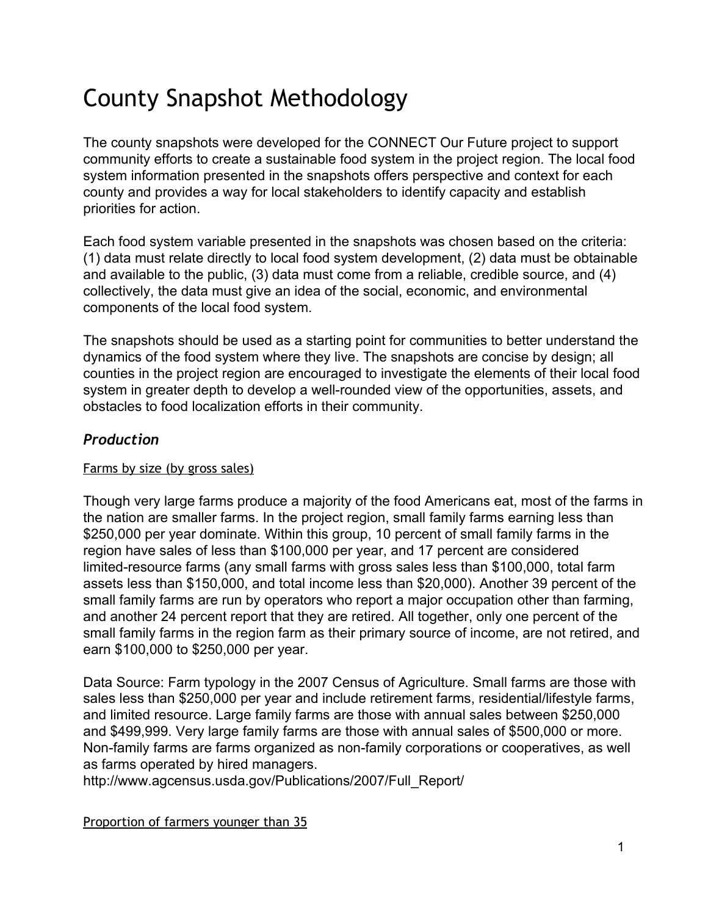# County Snapshot Methodology

The county snapshots were developed for the CONNECT Our Future project to support community efforts to create a sustainable food system in the project region. The local food system information presented in the snapshots offers perspective and context for each county and provides a way for local stakeholders to identify capacity and establish priorities for action.

Each food system variable presented in the snapshots was chosen based on the criteria: (1) data must relate directly to local food system development, (2) data must be obtainable and available to the public, (3) data must come from a reliable, credible source, and (4) collectively, the data must give an idea of the social, economic, and environmental components of the local food system.

The snapshots should be used as a starting point for communities to better understand the dynamics of the food system where they live. The snapshots are concise by design; all counties in the project region are encouraged to investigate the elements of their local food system in greater depth to develop a well-rounded view of the opportunities, assets, and obstacles to food localization efforts in their community.

## *Production*

<u>Farms by size (by gross sales)</u>

Though very large farms produce a majority of the food Americans eat, most of the farms in the nation are smaller farms. In the project region, small family farms earning less than $250,000 per year dominate. Within this group, 10 percent of small family farms in the region have sales of less than $100,000 per year, and 17 percent are considered limited-resource farms (any small farms with gross sales less than $100,000, total farm assets less than $150,000, and total income less than $20,000). Another 39 percent of the small family farms are run by operators who report a major occupation other than farming, and another 24 percent report that they are retired. All together, only one percent of the small family farms in the region farm as their primary source of income, are not retired, and earn $100,000 to $250,000 per year.

Data Source: Farm typology in the 2007 Census of Agriculture. Small farms are those with sales less than $250,000 per year and include retirement farms, residential/lifestyle farms, and limited resource. Large family farms are those with annual sales between $250,000 and $499,999. Very large family farms are those with annual sales of $500,000 or more. Non-family farms are farms organized as non-family corporations or cooperatives, as well as farms operated by hired managers.
http://www.agcensus.usda.gov/Publications/2007/Full_Report/

<u>Proportion of farmers younger than 35</u>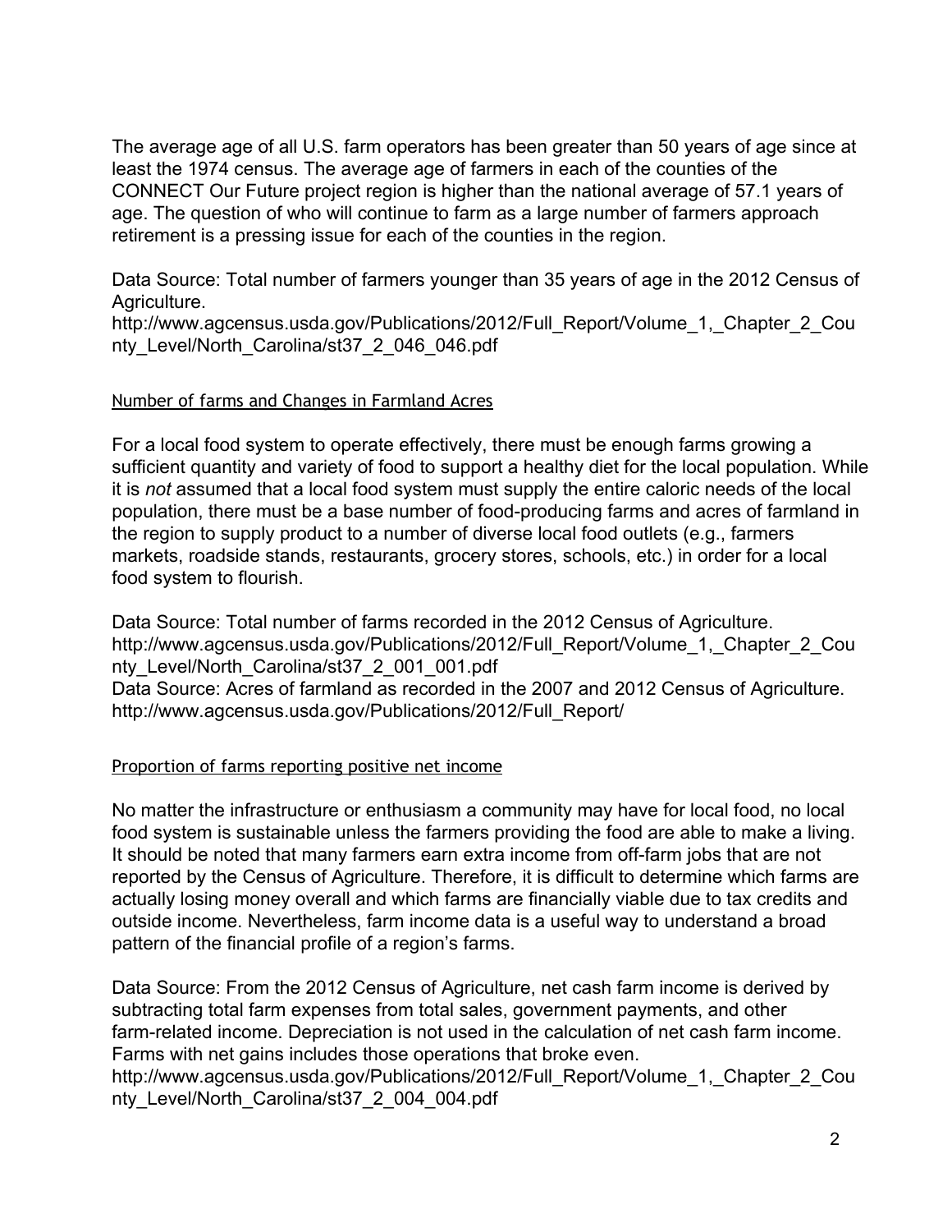The average age of all U.S. farm operators has been greater than 50 years of age since at least the 1974 census. The average age of farmers in each of the counties of the CONNECT Our Future project region is higher than the national average of 57.1 years of age. The question of who will continue to farm as a large number of farmers approach retirement is a pressing issue for each of the counties in the region.

Data Source: Total number of farmers younger than 35 years of age in the 2012 Census of Agriculture.
http://www.agcensus.usda.gov/Publications/2012/Full_Report/Volume_1,_Chapter_2_County_Level/North_Carolina/st37_2_046_046.pdf

## Number of farms and Changes in Farmland Acres

For a local food system to operate effectively, there must be enough farms growing a sufficient quantity and variety of food to support a healthy diet for the local population. While it is *not* assumed that a local food system must supply the entire caloric needs of the local population, there must be a base number of food-producing farms and acres of farmland in the region to supply product to a number of diverse local food outlets (e.g., farmers markets, roadside stands, restaurants, grocery stores, schools, etc.) in order for a local food system to flourish.

Data Source: Total number of farms recorded in the 2012 Census of Agriculture.
http://www.agcensus.usda.gov/Publications/2012/Full_Report/Volume_1,_Chapter_2_County_Level/North_Carolina/st37_2_001_001.pdf
Data Source: Acres of farmland as recorded in the 2007 and 2012 Census of Agriculture.
http://www.agcensus.usda.gov/Publications/2012/Full_Report/

## Proportion of farms reporting positive net income

No matter the infrastructure or enthusiasm a community may have for local food, no local food system is sustainable unless the farmers providing the food are able to make a living. It should be noted that many farmers earn extra income from off-farm jobs that are not reported by the Census of Agriculture. Therefore, it is difficult to determine which farms are actually losing money overall and which farms are financially viable due to tax credits and outside income. Nevertheless, farm income data is a useful way to understand a broad pattern of the financial profile of a region's farms.

Data Source: From the 2012 Census of Agriculture, net cash farm income is derived by subtracting total farm expenses from total sales, government payments, and other farm-related income. Depreciation is not used in the calculation of net cash farm income. Farms with net gains includes those operations that broke even.
http://www.agcensus.usda.gov/Publications/2012/Full_Report/Volume_1,_Chapter_2_County_Level/North_Carolina/st37_2_004_004.pdf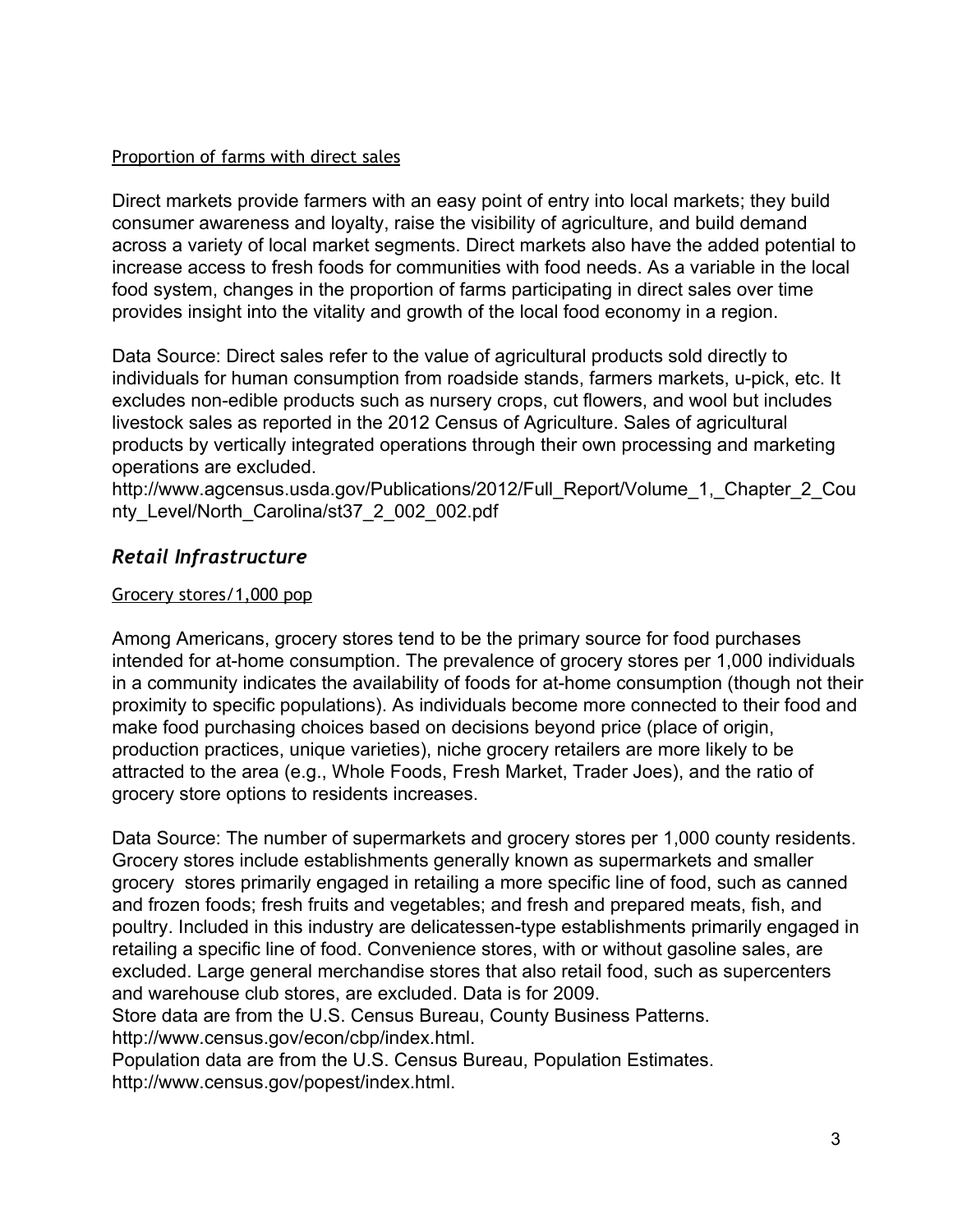Proportion of farms with direct sales

Direct markets provide farmers with an easy point of entry into local markets; they build consumer awareness and loyalty, raise the visibility of agriculture, and build demand across a variety of local market segments. Direct markets also have the added potential to increase access to fresh foods for communities with food needs. As a variable in the local food system, changes in the proportion of farms participating in direct sales over time provides insight into the vitality and growth of the local food economy in a region.

Data Source: Direct sales refer to the value of agricultural products sold directly to individuals for human consumption from roadside stands, farmers markets, u-pick, etc. It excludes non-edible products such as nursery crops, cut flowers, and wool but includes livestock sales as reported in the 2012 Census of Agriculture. Sales of agricultural products by vertically integrated operations through their own processing and marketing operations are excluded.
http://www.agcensus.usda.gov/Publications/2012/Full_Report/Volume_1,_Chapter_2_County_Level/North_Carolina/st37_2_002_002.pdf

## *Retail Infrastructure*

Grocery stores/1,000 pop

Among Americans, grocery stores tend to be the primary source for food purchases intended for at-home consumption. The prevalence of grocery stores per 1,000 individuals in a community indicates the availability of foods for at-home consumption (though not their proximity to specific populations). As individuals become more connected to their food and make food purchasing choices based on decisions beyond price (place of origin, production practices, unique varieties), niche grocery retailers are more likely to be attracted to the area (e.g., Whole Foods, Fresh Market, Trader Joes), and the ratio of grocery store options to residents increases.

Data Source: The number of supermarkets and grocery stores per 1,000 county residents. Grocery stores include establishments generally known as supermarkets and smaller grocery stores primarily engaged in retailing a more specific line of food, such as canned and frozen foods; fresh fruits and vegetables; and fresh and prepared meats, fish, and poultry. Included in this industry are delicatessen-type establishments primarily engaged in retailing a specific line of food. Convenience stores, with or without gasoline sales, are excluded. Large general merchandise stores that also retail food, such as supercenters and warehouse club stores, are excluded. Data is for 2009.
Store data are from the U.S. Census Bureau, County Business Patterns.
http://www.census.gov/econ/cbp/index.html.
Population data are from the U.S. Census Bureau, Population Estimates.
http://www.census.gov/popest/index.html.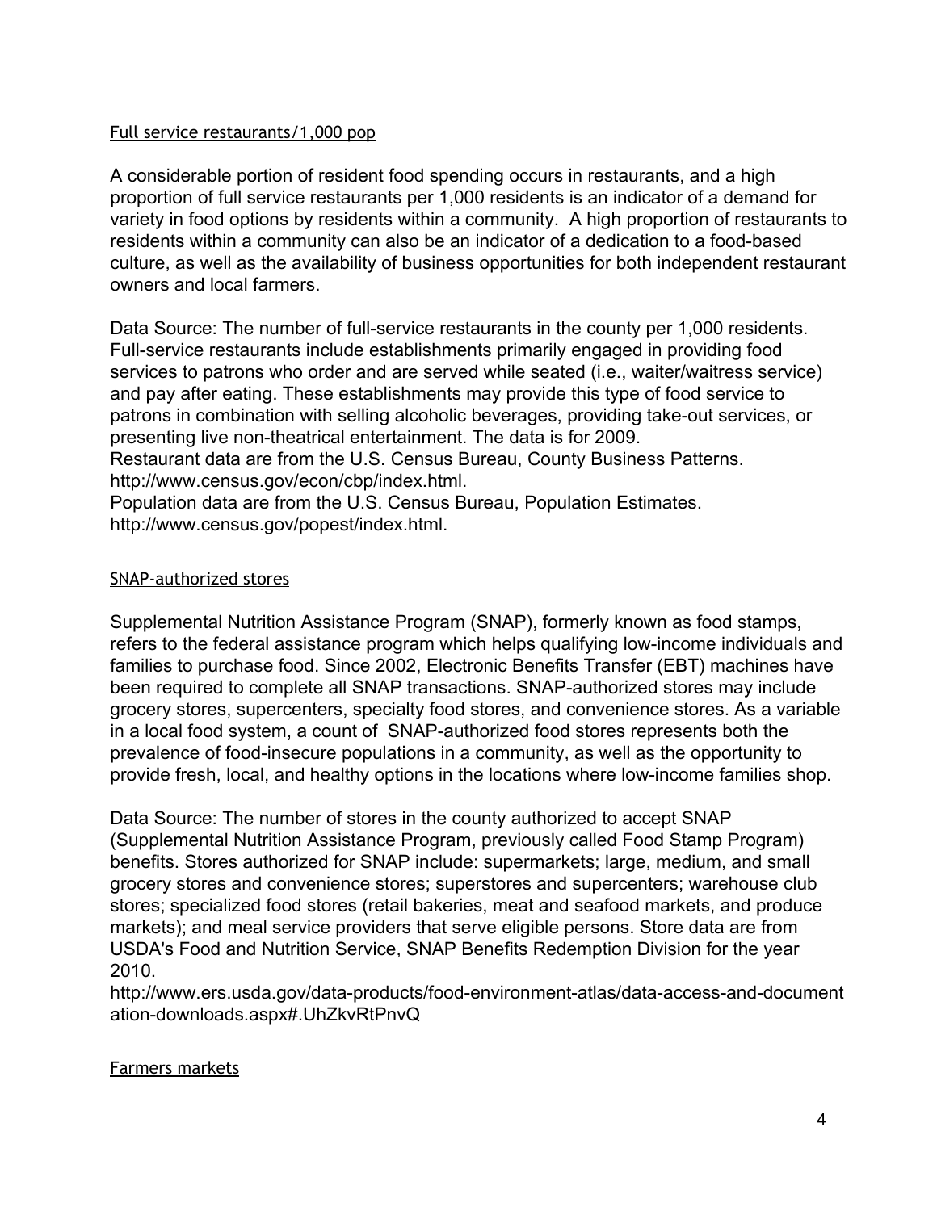### Full service restaurants/1,000 pop

A considerable portion of resident food spending occurs in restaurants, and a high proportion of full service restaurants per 1,000 residents is an indicator of a demand for variety in food options by residents within a community. A high proportion of restaurants to residents within a community can also be an indicator of a dedication to a food-based culture, as well as the availability of business opportunities for both independent restaurant owners and local farmers.

Data Source: The number of full-service restaurants in the county per 1,000 residents. Full-service restaurants include establishments primarily engaged in providing food services to patrons who order and are served while seated (i.e., waiter/waitress service) and pay after eating. These establishments may provide this type of food service to patrons in combination with selling alcoholic beverages, providing take-out services, or presenting live non-theatrical entertainment. The data is for 2009.
Restaurant data are from the U.S. Census Bureau, County Business Patterns. http://www.census.gov/econ/cbp/index.html.
Population data are from the U.S. Census Bureau, Population Estimates. http://www.census.gov/popest/index.html.

### SNAP-authorized stores

Supplemental Nutrition Assistance Program (SNAP), formerly known as food stamps, refers to the federal assistance program which helps qualifying low-income individuals and families to purchase food. Since 2002, Electronic Benefits Transfer (EBT) machines have been required to complete all SNAP transactions. SNAP-authorized stores may include grocery stores, supercenters, specialty food stores, and convenience stores. As a variable in a local food system, a count of SNAP-authorized food stores represents both the prevalence of food-insecure populations in a community, as well as the opportunity to provide fresh, local, and healthy options in the locations where low-income families shop.

Data Source: The number of stores in the county authorized to accept SNAP (Supplemental Nutrition Assistance Program, previously called Food Stamp Program) benefits. Stores authorized for SNAP include: supermarkets; large, medium, and small grocery stores and convenience stores; superstores and supercenters; warehouse club stores; specialized food stores (retail bakeries, meat and seafood markets, and produce markets); and meal service providers that serve eligible persons. Store data are from USDA's Food and Nutrition Service, SNAP Benefits Redemption Division for the year 2010.
http://www.ers.usda.gov/data-products/food-environment-atlas/data-access-and-documentation-downloads.aspx#.UhZkvRtPnvQ

### Farmers markets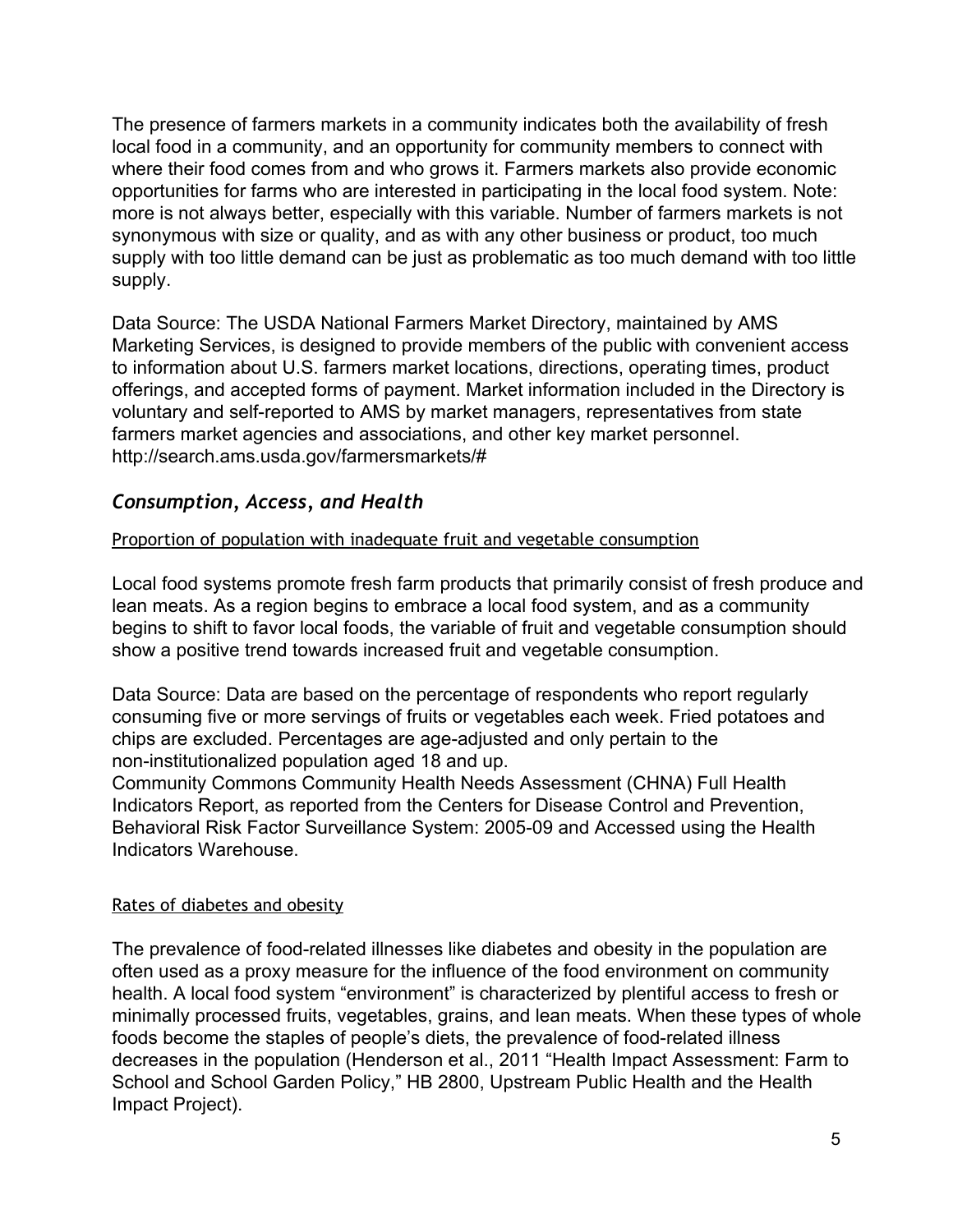The presence of farmers markets in a community indicates both the availability of fresh local food in a community, and an opportunity for community members to connect with where their food comes from and who grows it. Farmers markets also provide economic opportunities for farms who are interested in participating in the local food system. Note: more is not always better, especially with this variable. Number of farmers markets is not synonymous with size or quality, and as with any other business or product, too much supply with too little demand can be just as problematic as too much demand with too little supply.

Data Source: The USDA National Farmers Market Directory, maintained by AMS Marketing Services, is designed to provide members of the public with convenient access to information about U.S. farmers market locations, directions, operating times, product offerings, and accepted forms of payment. Market information included in the Directory is voluntary and self-reported to AMS by market managers, representatives from state farmers market agencies and associations, and other key market personnel. http://search.ams.usda.gov/farmersmarkets/#

## *Consumption, Access, and Health*

Proportion of population with inadequate fruit and vegetable consumption

Local food systems promote fresh farm products that primarily consist of fresh produce and lean meats. As a region begins to embrace a local food system, and as a community begins to shift to favor local foods, the variable of fruit and vegetable consumption should show a positive trend towards increased fruit and vegetable consumption.

Data Source: Data are based on the percentage of respondents who report regularly consuming five or more servings of fruits or vegetables each week. Fried potatoes and chips are excluded. Percentages are age-adjusted and only pertain to the non-institutionalized population aged 18 and up.
Community Commons Community Health Needs Assessment (CHNA) Full Health Indicators Report, as reported from the Centers for Disease Control and Prevention, Behavioral Risk Factor Surveillance System: 2005-09 and Accessed using the Health Indicators Warehouse.

Rates of diabetes and obesity

The prevalence of food-related illnesses like diabetes and obesity in the population are often used as a proxy measure for the influence of the food environment on community health. A local food system "environment" is characterized by plentiful access to fresh or minimally processed fruits, vegetables, grains, and lean meats. When these types of whole foods become the staples of people's diets, the prevalence of food-related illness decreases in the population (Henderson et al., 2011 "Health Impact Assessment: Farm to School and School Garden Policy," HB 2800, Upstream Public Health and the Health Impact Project).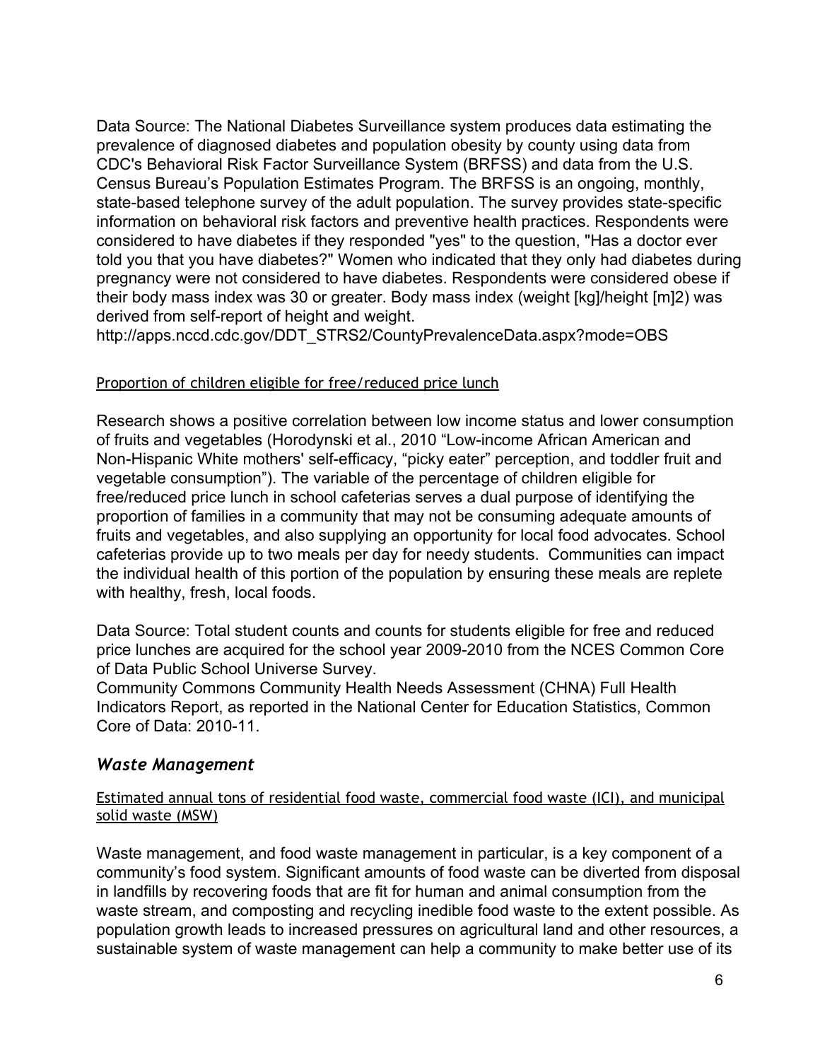Data Source: The National Diabetes Surveillance system produces data estimating the prevalence of diagnosed diabetes and population obesity by county using data from CDC's Behavioral Risk Factor Surveillance System (BRFSS) and data from the U.S. Census Bureau's Population Estimates Program. The BRFSS is an ongoing, monthly, state-based telephone survey of the adult population. The survey provides state-specific information on behavioral risk factors and preventive health practices. Respondents were considered to have diabetes if they responded "yes" to the question, "Has a doctor ever told you that you have diabetes?" Women who indicated that they only had diabetes during pregnancy were not considered to have diabetes. Respondents were considered obese if their body mass index was 30 or greater. Body mass index (weight [kg]/height [m]2) was derived from self-report of height and weight.
http://apps.nccd.cdc.gov/DDT_STRS2/CountyPrevalenceData.aspx?mode=OBS

<u>Proportion of children eligible for free/reduced price lunch</u>

Research shows a positive correlation between low income status and lower consumption of fruits and vegetables (Horodynski et al., 2010 "Low-income African American and Non-Hispanic White mothers' self-efficacy, "picky eater" perception, and toddler fruit and vegetable consumption"). The variable of the percentage of children eligible for free/reduced price lunch in school cafeterias serves a dual purpose of identifying the proportion of families in a community that may not be consuming adequate amounts of fruits and vegetables, and also supplying an opportunity for local food advocates. School cafeterias provide up to two meals per day for needy students. Communities can impact the individual health of this portion of the population by ensuring these meals are replete with healthy, fresh, local foods.

Data Source: Total student counts and counts for students eligible for free and reduced price lunches are acquired for the school year 2009-2010 from the NCES Common Core of Data Public School Universe Survey.
Community Commons Community Health Needs Assessment (CHNA) Full Health Indicators Report, as reported in the National Center for Education Statistics, Common Core of Data: 2010-11.

## *Waste Management*

<u>Estimated annual tons of residential food waste, commercial food waste (ICI), and municipal solid waste (MSW)</u>

Waste management, and food waste management in particular, is a key component of a community's food system. Significant amounts of food waste can be diverted from disposal in landfills by recovering foods that are fit for human and animal consumption from the waste stream, and composting and recycling inedible food waste to the extent possible. As population growth leads to increased pressures on agricultural land and other resources, a sustainable system of waste management can help a community to make better use of its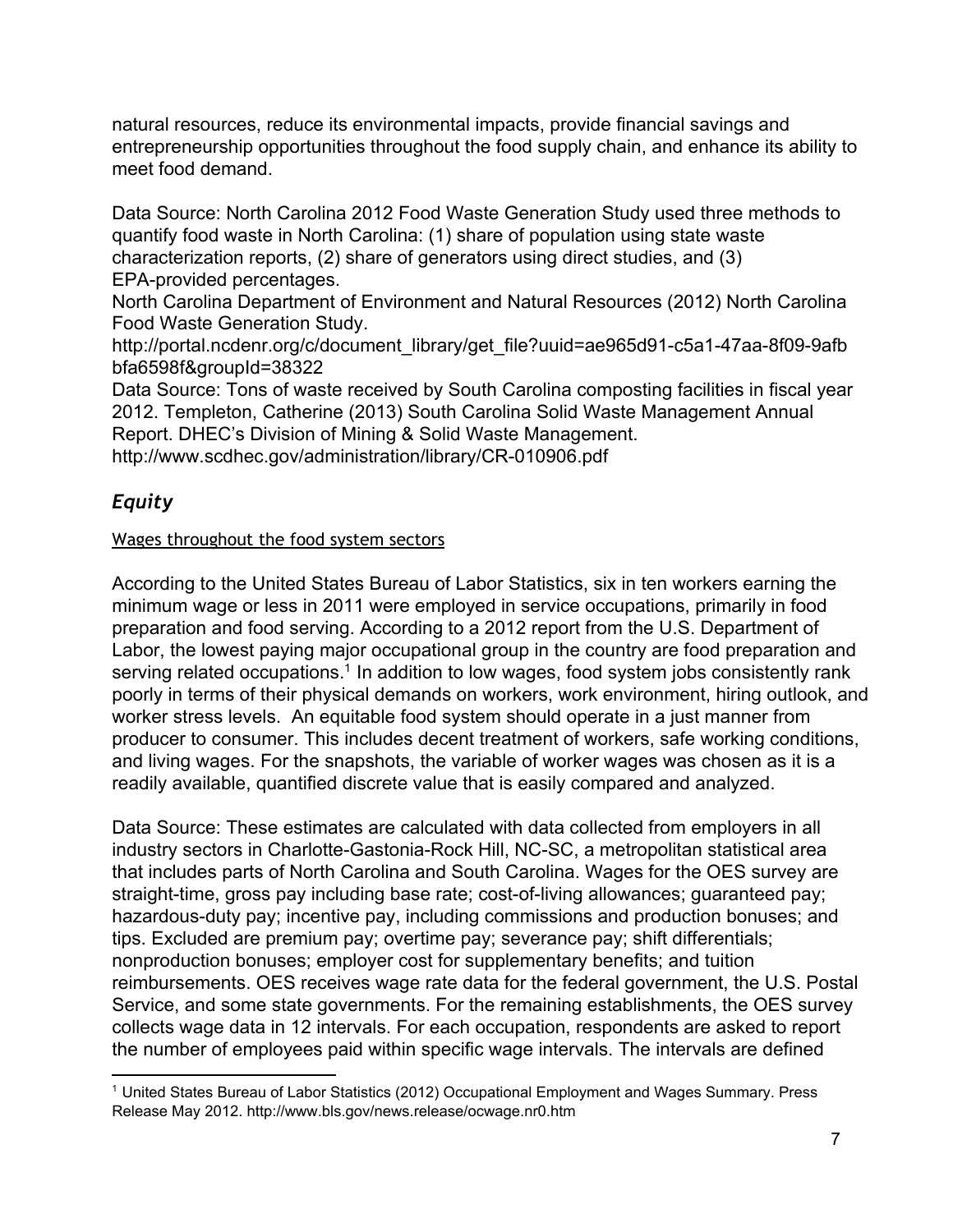natural resources, reduce its environmental impacts, provide financial savings and entrepreneurship opportunities throughout the food supply chain, and enhance its ability to meet food demand.

Data Source: North Carolina 2012 Food Waste Generation Study used three methods to quantify food waste in North Carolina: (1) share of population using state waste characterization reports, (2) share of generators using direct studies, and (3) EPA-provided percentages.
North Carolina Department of Environment and Natural Resources (2012) North Carolina Food Waste Generation Study.
http://portal.ncdenr.org/c/document_library/get_file?uuid=ae965d91-c5a1-47aa-8f09-9afbbfa6598f&groupId=38322
Data Source: Tons of waste received by South Carolina composting facilities in fiscal year 2012. Templeton, Catherine (2013) South Carolina Solid Waste Management Annual Report. DHEC's Division of Mining & Solid Waste Management.
http://www.scdhec.gov/administration/library/CR-010906.pdf

## *Equity*

Wages throughout the food system sectors

According to the United States Bureau of Labor Statistics, six in ten workers earning the minimum wage or less in 2011 were employed in service occupations, primarily in food preparation and food serving. According to a 2012 report from the U.S. Department of Labor, the lowest paying major occupational group in the country are food preparation and serving related occupations.[1] In addition to low wages, food system jobs consistently rank poorly in terms of their physical demands on workers, work environment, hiring outlook, and worker stress levels. An equitable food system should operate in a just manner from producer to consumer. This includes decent treatment of workers, safe working conditions, and living wages. For the snapshots, the variable of worker wages was chosen as it is a readily available, quantified discrete value that is easily compared and analyzed.

Data Source: These estimates are calculated with data collected from employers in all industry sectors in Charlotte-Gastonia-Rock Hill, NC-SC, a metropolitan statistical area that includes parts of North Carolina and South Carolina. Wages for the OES survey are straight-time, gross pay including base rate; cost-of-living allowances; guaranteed pay; hazardous-duty pay; incentive pay, including commissions and production bonuses; and tips. Excluded are premium pay; overtime pay; severance pay; shift differentials; nonproduction bonuses; employer cost for supplementary benefits; and tuition reimbursements. OES receives wage rate data for the federal government, the U.S. Postal Service, and some state governments. For the remaining establishments, the OES survey collects wage data in 12 intervals. For each occupation, respondents are asked to report the number of employees paid within specific wage intervals. The intervals are defined

[1] United States Bureau of Labor Statistics (2012) Occupational Employment and Wages Summary. Press Release May 2012. http://www.bls.gov/news.release/ocwage.nr0.htm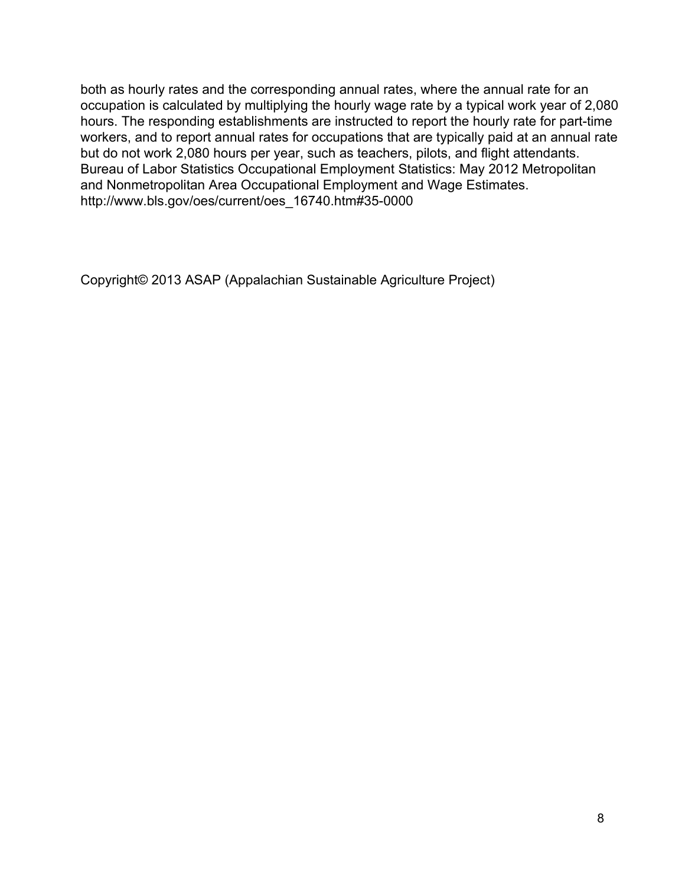both as hourly rates and the corresponding annual rates, where the annual rate for an occupation is calculated by multiplying the hourly wage rate by a typical work year of 2,080 hours. The responding establishments are instructed to report the hourly rate for part-time workers, and to report annual rates for occupations that are typically paid at an annual rate but do not work 2,080 hours per year, such as teachers, pilots, and flight attendants. Bureau of Labor Statistics Occupational Employment Statistics: May 2012 Metropolitan and Nonmetropolitan Area Occupational Employment and Wage Estimates. http://www.bls.gov/oes/current/oes_16740.htm#35-0000

Copyright© 2013 ASAP (Appalachian Sustainable Agriculture Project)